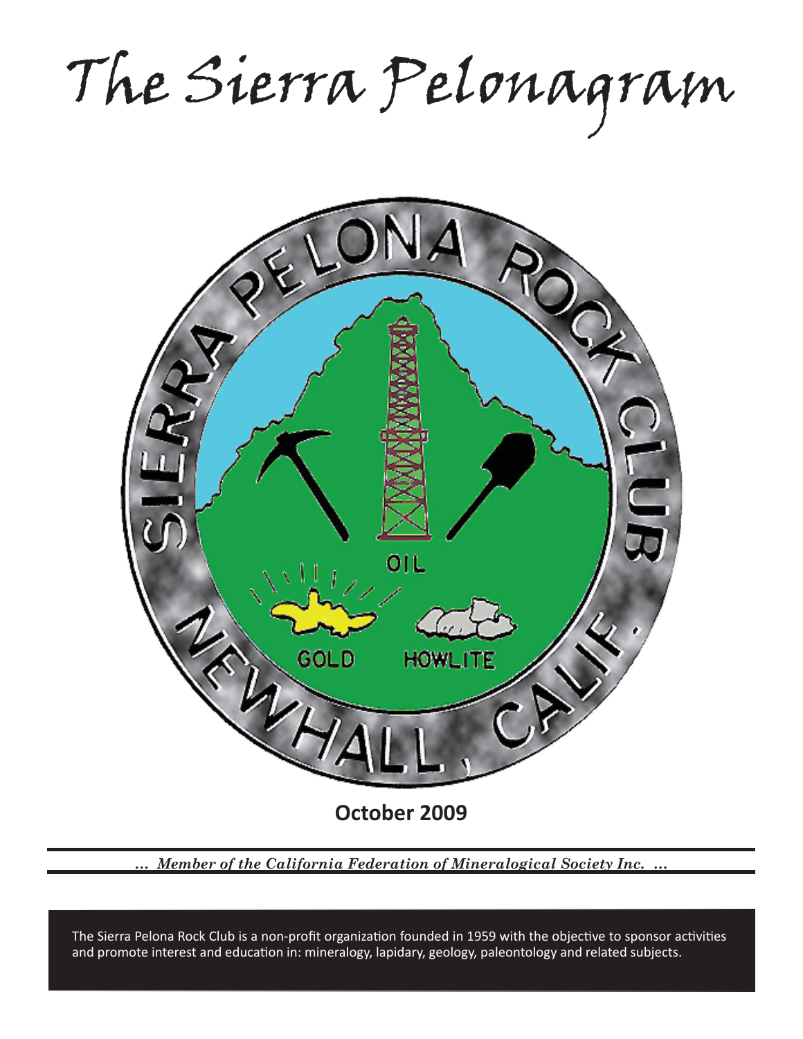# The Sierra Pelonagram

**October 2009**

*... Member of the California Federation of Mineralogical Society Inc. ...*

The Sierra Pelona Rock Club is a non-profit organization founded in 1959 with the objective to sponsor activities and promote interest and education in: mineralogy, lapidary, geology, paleontology and related subjects.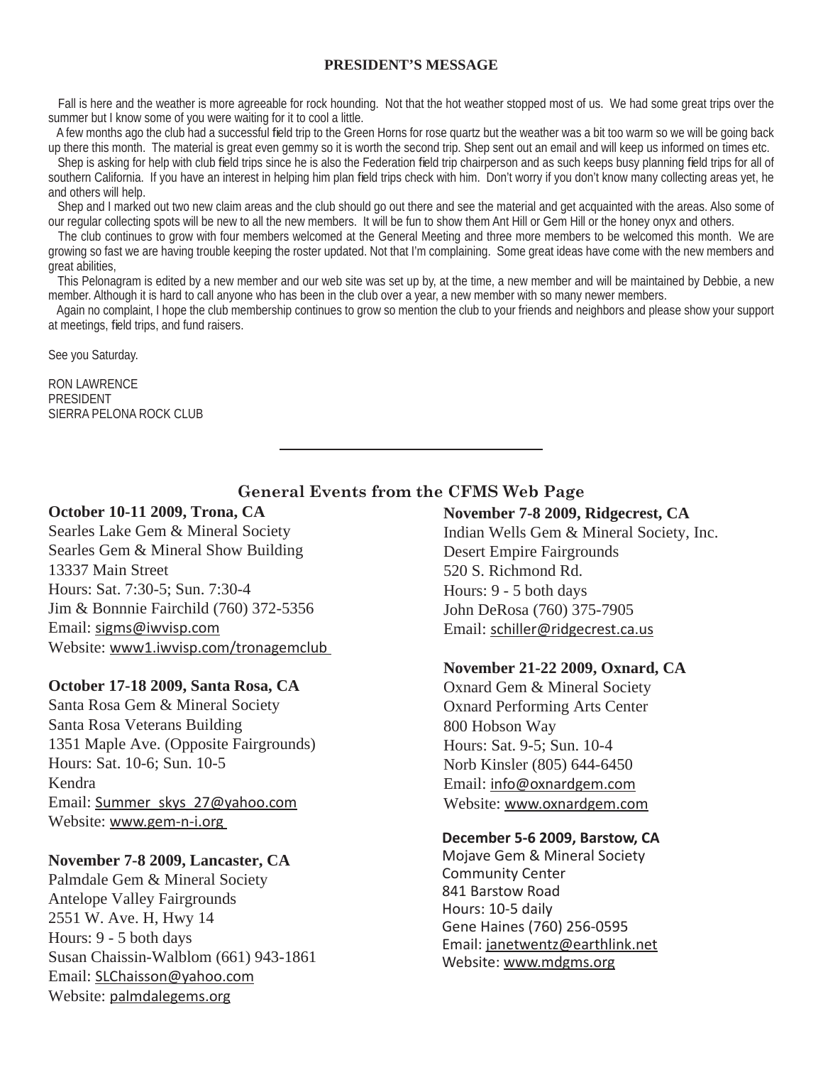## PRESIDENT'S MESSAGE

Fall is here and the weather is more agreeable for rock hounding. Not that the hot weather stopped most of us. We had some great trips over the summer but I know some of you were waiting for it to cool a little.

A few months ago the club had a successful field trip to the Green Horns for rose quartz but the weather was a bit too warm so we will be going back up there this month. The material is great even gemmy so it is worth the second trip. Shep sent out an email and will keep us informed on times etc.

Shep is asking for help with club field trips since he is also the Federation field trip chairperson and as such keeps busy planning field trips for all of southern California. If you have an interest in helping him plan field trips check with him. Don't worry if you don't know many collecting areas yet, he and others will help.

Shep and I marked out two new claim areas and the club should go out there and see the material and get acquainted with the areas. Also some of our regular collecting spots will be new to all the new members. It will be fun to show them Ant Hill or Gem Hill or the honey onyx and others.

The club continues to grow with four members welcomed at the General Meeting and three more members to be welcomed this month. We are growing so fast we are having trouble keeping the roster updated. Not that I'm complaining. Some great ideas have come with the new members and great abilities,

This Pelonagram is edited by a new member and our web site was set up by, at the time, a new member and will be maintained by Debbie, a new member. Although it is hard to call anyone who has been in the club over a year, a new member with so many newer members.

Again no complaint, I hope the club membership continues to grow so mention the club to your friends and neighbors and please show your support at meetings, field trips, and fund raisers.

See you Saturday.

RON LAWRENCE
PRESIDENT
SIERRA PELONA ROCK CLUB

---

## General Events from the CFMS Web Page

**October 10-11 2009, Trona, CA**
Searles Lake Gem & Mineral Society
Searles Gem & Mineral Show Building
13337 Main Street
Hours: Sat. 7:30-5; Sun. 7:30-4
Jim & Bonnnie Fairchild (760) 372-5356
Email: sigms@iwvisp.com
Website: www1.iwvisp.com/tronagemclub

**October 17-18 2009, Santa Rosa, CA**
Santa Rosa Gem & Mineral Society
Santa Rosa Veterans Building
1351 Maple Ave. (Opposite Fairgrounds)
Hours: Sat. 10-6; Sun. 10-5
Kendra
Email: Summer_skys_27@yahoo.com
Website: www.gem-n-i.org

**November 7-8 2009, Lancaster, CA**
Palmdale Gem & Mineral Society
Antelope Valley Fairgrounds
2551 W. Ave. H, Hwy 14
Hours: 9 - 5 both days
Susan Chaissin-Walblom (661) 943-1861
Email: SLChaisson@yahoo.com
Website: palmdalegems.org

**November 7-8 2009, Ridgecrest, CA**
Indian Wells Gem & Mineral Society, Inc.
Desert Empire Fairgrounds
520 S. Richmond Rd.
Hours: 9 - 5 both days
John DeRosa (760) 375-7905
Email: schiller@ridgecrest.ca.us

**November 21-22 2009, Oxnard, CA**
Oxnard Gem & Mineral Society
Oxnard Performing Arts Center
800 Hobson Way
Hours: Sat. 9-5; Sun. 10-4
Norb Kinsler (805) 644-6450
Email: info@oxnardgem.com
Website: www.oxnardgem.com

**December 5-6 2009, Barstow, CA**
Mojave Gem & Mineral Society
Community Center
841 Barstow Road
Hours: 10-5 daily
Gene Haines (760) 256-0595
Email: janetwentz@earthlink.net
Website: www.mdgms.org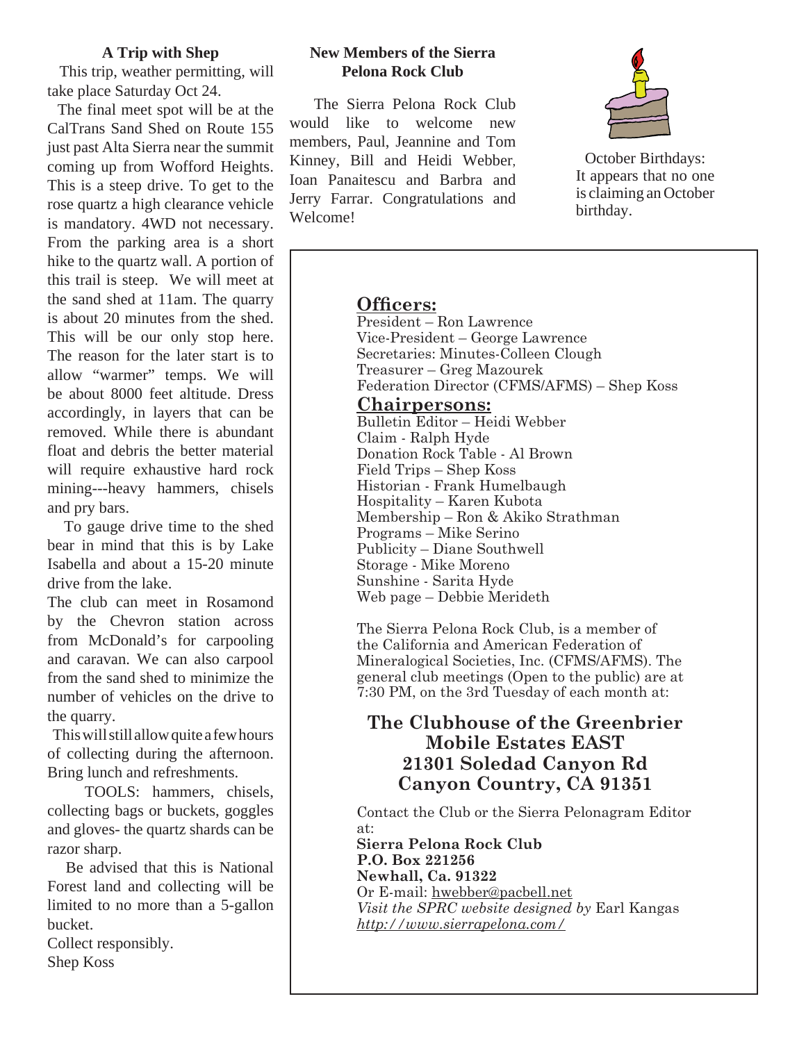### A Trip with Shep

This trip, weather permitting, will take place Saturday Oct 24.

The final meet spot will be at the CalTrans Sand Shed on Route 155 just past Alta Sierra near the summit coming up from Wofford Heights. This is a steep drive. To get to the rose quartz a high clearance vehicle is mandatory. 4WD not necessary. From the parking area is a short hike to the quartz wall. A portion of this trail is steep. We will meet at the sand shed at 11am. The quarry is about 20 minutes from the shed. This will be our only stop here. The reason for the later start is to allow "warmer" temps. We will be about 8000 feet altitude. Dress accordingly, in layers that can be removed. While there is abundant float and debris the better material will require exhaustive hard rock mining---heavy hammers, chisels and pry bars.

To gauge drive time to the shed bear in mind that this is by Lake Isabella and about a 15-20 minute drive from the lake.

The club can meet in Rosamond by the Chevron station across from McDonald's for carpooling and caravan. We can also carpool from the sand shed to minimize the number of vehicles on the drive to the quarry.

This will still allow quite a few hours of collecting during the afternoon. Bring lunch and refreshments.

TOOLS: hammers, chisels, collecting bags or buckets, goggles and gloves- the quartz shards can be razor sharp.

Be advised that this is National Forest land and collecting will be limited to no more than a 5-gallon bucket.

Collect responsibly.

Shep Koss

### New Members of the Sierra Pelona Rock Club

The Sierra Pelona Rock Club would like to welcome new members, Paul, Jeannine and Tom Kinney, Bill and Heidi Webber, Ioan Panaitescu and Barbra and Jerry Farrar. Congratulations and Welcome!

October Birthdays: It appears that no one is claiming an October birthday.

## Officers:

President – Ron Lawrence
Vice-President – George Lawrence
Secretaries: Minutes-Colleen Clough
Treasurer – Greg Mazourek
Federation Director (CFMS/AFMS) – Shep Koss

## Chairpersons:

Bulletin Editor – Heidi Webber
Claim - Ralph Hyde
Donation Rock Table - Al Brown
Field Trips – Shep Koss
Historian - Frank Humelbaugh
Hospitality – Karen Kubota
Membership – Ron & Akiko Strathman
Programs – Mike Serino
Publicity – Diane Southwell
Storage - Mike Moreno
Sunshine - Sarita Hyde
Web page – Debbie Merideth

The Sierra Pelona Rock Club, is a member of the California and American Federation of Mineralogical Societies, Inc. (CFMS/AFMS). The general club meetings (Open to the public) are at 7:30 PM, on the 3rd Tuesday of each month at:

**The Clubhouse of the Greenbrier Mobile Estates EAST**
**21301 Soledad Canyon Rd**
**Canyon Country, CA 91351**

Contact the Club or the Sierra Pelonagram Editor at:
**Sierra Pelona Rock Club**
**P.O. Box 221256**
**Newhall, Ca. 91322**
Or E-mail: hwebber@pacbell.net
*Visit the SPRC website designed by* Earl Kangas
*http://www.sierrapelona.com/*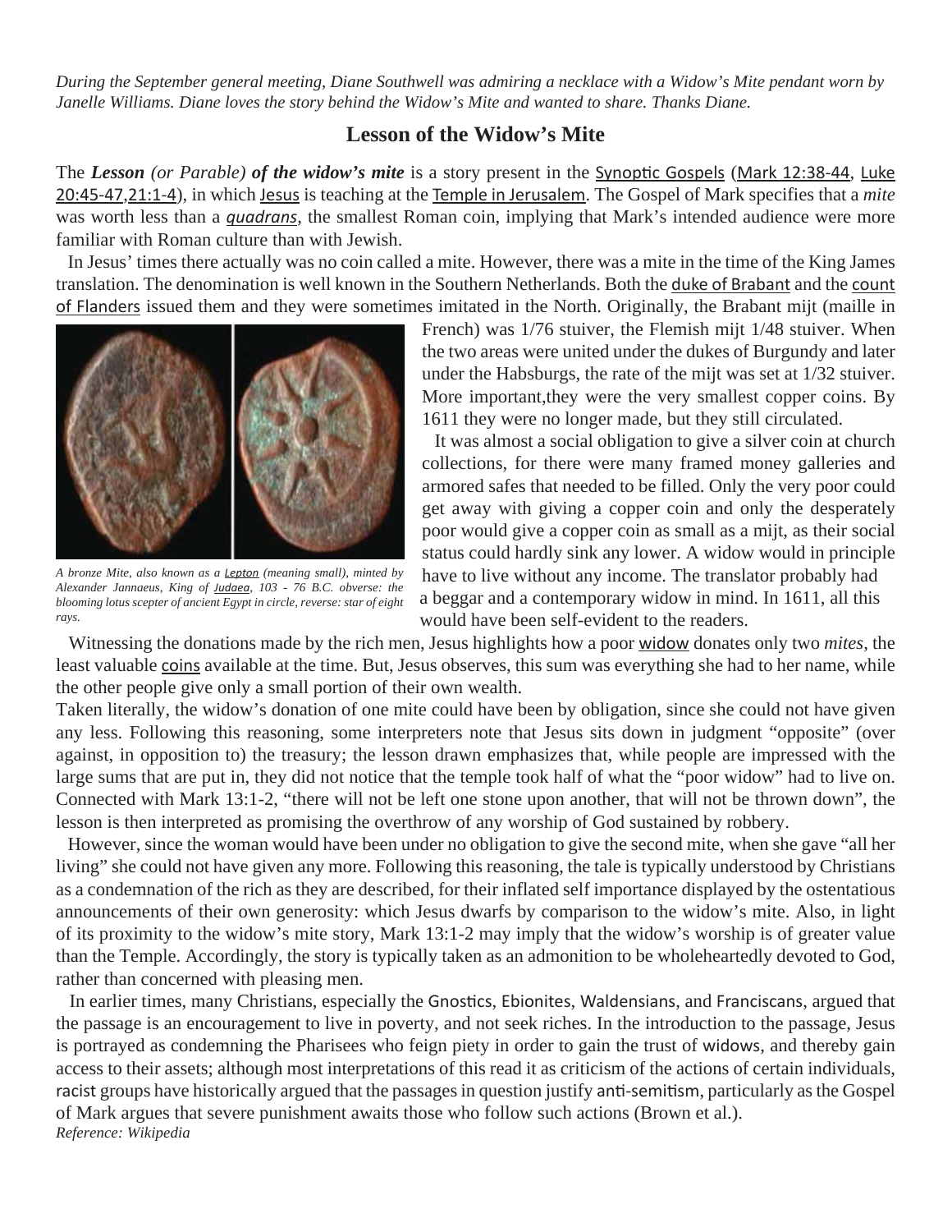*During the September general meeting, Diane Southwell was admiring a necklace with a Widow's Mite pendant worn by Janelle Williams. Diane loves the story behind the Widow's Mite and wanted to share. Thanks Diane.*

## Lesson of the Widow's Mite

The ***Lesson*** *(or Parable)* ***of the widow's mite*** is a story present in the Synoptic Gospels (Mark 12:38-44, Luke 20:45-47,21:1-4), in which Jesus is teaching at the Temple in Jerusalem. The Gospel of Mark specifies that a *mite* was worth less than a *quadrans*, the smallest Roman coin, implying that Mark's intended audience were more familiar with Roman culture than with Jewish.

In Jesus' times there actually was no coin called a mite. However, there was a mite in the time of the King James translation. The denomination is well known in the Southern Netherlands. Both the duke of Brabant and the count of Flanders issued them and they were sometimes imitated in the North. Originally, the Brabant mijt (maille in French) was 1/76 stuiver, the Flemish mijt 1/48 stuiver. When the two areas were united under the dukes of Burgundy and later under the Habsburgs, the rate of the mijt was set at 1/32 stuiver. More important,they were the very smallest copper coins. By 1611 they were no longer made, but they still circulated.

*A bronze Mite, also known as a Lepton (meaning small), minted by Alexander Jannaeus, King of Judaea, 103 - 76 B.C. obverse: the blooming lotus scepter of ancient Egypt in circle, reverse: star of eight rays.*

It was almost a social obligation to give a silver coin at church collections, for there were many framed money galleries and armored safes that needed to be filled. Only the very poor could get away with giving a copper coin and only the desperately poor would give a copper coin as small as a mijt, as their social status could hardly sink any lower. A widow would in principle have to live without any income. The translator probably had a beggar and a contemporary widow in mind. In 1611, all this would have been self-evident to the readers.

Witnessing the donations made by the rich men, Jesus highlights how a poor widow donates only two *mites*, the least valuable coins available at the time. But, Jesus observes, this sum was everything she had to her name, while the other people give only a small portion of their own wealth.

Taken literally, the widow's donation of one mite could have been by obligation, since she could not have given any less. Following this reasoning, some interpreters note that Jesus sits down in judgment "opposite" (over against, in opposition to) the treasury; the lesson drawn emphasizes that, while people are impressed with the large sums that are put in, they did not notice that the temple took half of what the "poor widow" had to live on. Connected with Mark 13:1-2, "there will not be left one stone upon another, that will not be thrown down", the lesson is then interpreted as promising the overthrow of any worship of God sustained by robbery.

However, since the woman would have been under no obligation to give the second mite, when she gave "all her living" she could not have given any more. Following this reasoning, the tale is typically understood by Christians as a condemnation of the rich as they are described, for their inflated self importance displayed by the ostentatious announcements of their own generosity: which Jesus dwarfs by comparison to the widow's mite. Also, in light of its proximity to the widow's mite story, Mark 13:1-2 may imply that the widow's worship is of greater value than the Temple. Accordingly, the story is typically taken as an admonition to be wholeheartedly devoted to God, rather than concerned with pleasing men.

In earlier times, many Christians, especially the Gnostics, Ebionites, Waldensians, and Franciscans, argued that the passage is an encouragement to live in poverty, and not seek riches. In the introduction to the passage, Jesus is portrayed as condemning the Pharisees who feign piety in order to gain the trust of widows, and thereby gain access to their assets; although most interpretations of this read it as criticism of the actions of certain individuals, racist groups have historically argued that the passages in question justify anti-semitism, particularly as the Gospel of Mark argues that severe punishment awaits those who follow such actions (Brown et al.).

*Reference: Wikipedia*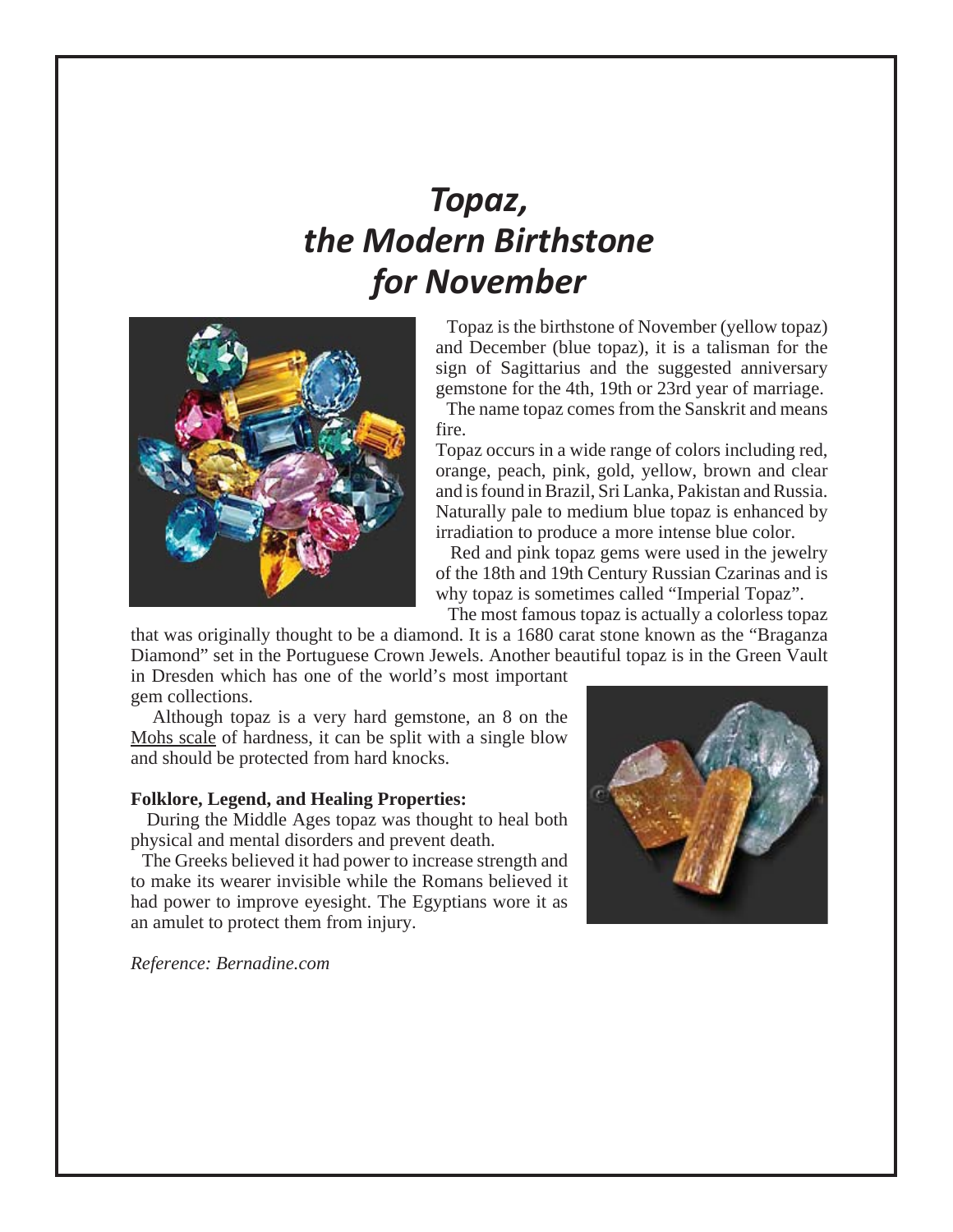# *Topaz, the Modern Birthstone for November*

Topaz is the birthstone of November (yellow topaz) and December (blue topaz), it is a talisman for the sign of Sagittarius and the suggested anniversary gemstone for the 4th, 19th or 23rd year of marriage.

The name topaz comes from the Sanskrit and means fire.

Topaz occurs in a wide range of colors including red, orange, peach, pink, gold, yellow, brown and clear and is found in Brazil, Sri Lanka, Pakistan and Russia. Naturally pale to medium blue topaz is enhanced by irradiation to produce a more intense blue color.

Red and pink topaz gems were used in the jewelry of the 18th and 19th Century Russian Czarinas and is why topaz is sometimes called "Imperial Topaz".

The most famous topaz is actually a colorless topaz that was originally thought to be a diamond. It is a 1680 carat stone known as the "Braganza Diamond" set in the Portuguese Crown Jewels. Another beautiful topaz is in the Green Vault in Dresden which has one of the world's most important gem collections.

Although topaz is a very hard gemstone, an 8 on the Mohs scale of hardness, it can be split with a single blow and should be protected from hard knocks.

**Folklore, Legend, and Healing Properties:**

During the Middle Ages topaz was thought to heal both physical and mental disorders and prevent death.

The Greeks believed it had power to increase strength and to make its wearer invisible while the Romans believed it had power to improve eyesight. The Egyptians wore it as an amulet to protect them from injury.

*Reference: Bernadine.com*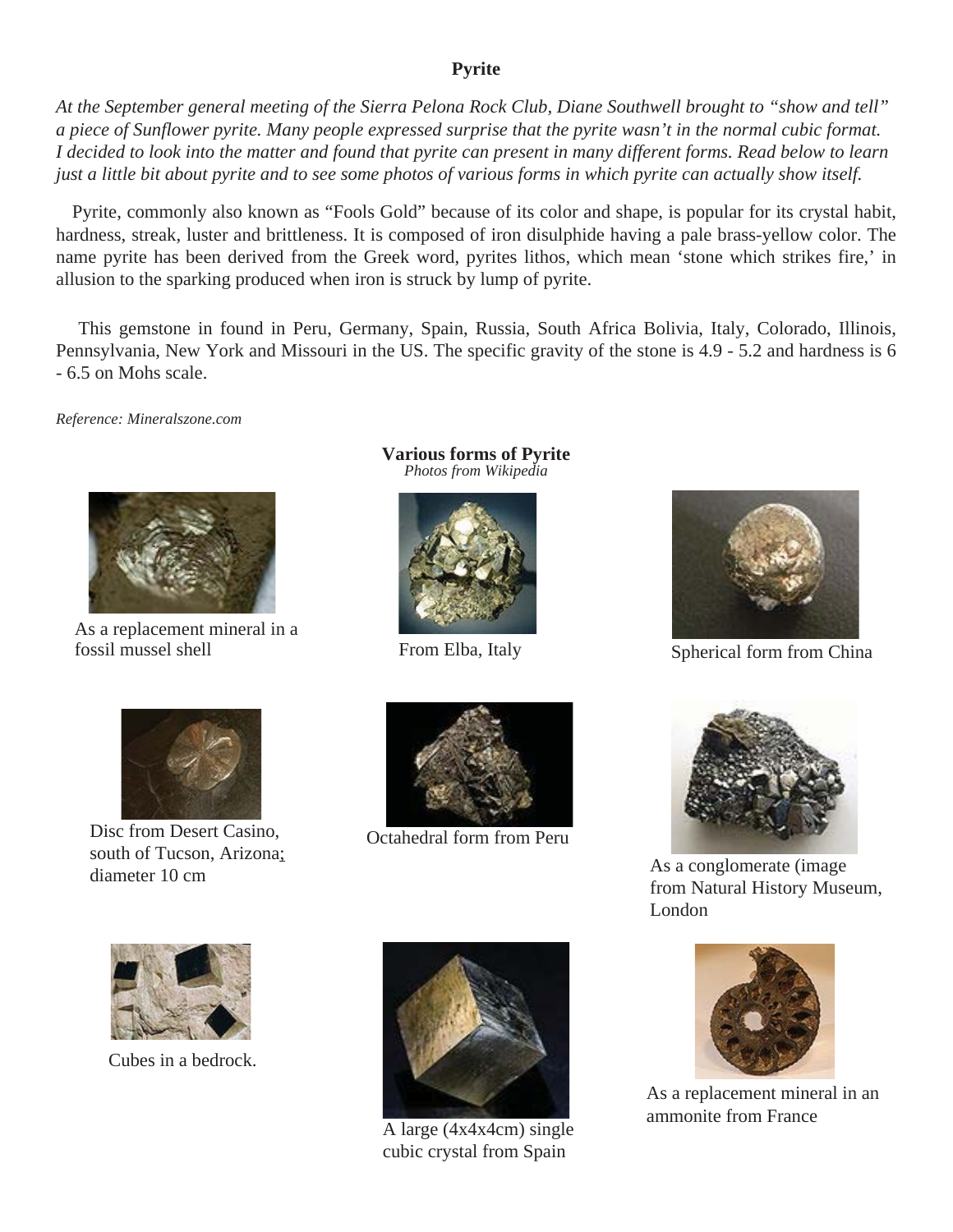# Pyrite

*At the September general meeting of the Sierra Pelona Rock Club, Diane Southwell brought to "show and tell" a piece of Sunflower pyrite. Many people expressed surprise that the pyrite wasn't in the normal cubic format. I decided to look into the matter and found that pyrite can present in many different forms. Read below to learn just a little bit about pyrite and to see some photos of various forms in which pyrite can actually show itself.*

Pyrite, commonly also known as "Fools Gold" because of its color and shape, is popular for its crystal habit, hardness, streak, luster and brittleness. It is composed of iron disulphide having a pale brass-yellow color. The name pyrite has been derived from the Greek word, pyrites lithos, which mean 'stone which strikes fire,' in allusion to the sparking produced when iron is struck by lump of pyrite.

This gemstone in found in Peru, Germany, Spain, Russia, South Africa Bolivia, Italy, Colorado, Illinois, Pennsylvania, New York and Missouri in the US. The specific gravity of the stone is 4.9 - 5.2 and hardness is 6 - 6.5 on Mohs scale.

*Reference: Mineralszone.com*

**Various forms of Pyrite**
*Photos from Wikipedia*

As a replacement mineral in a fossil mussel shell

From Elba, Italy

Spherical form from China

Disc from Desert Casino, south of Tucson, Arizona; diameter 10 cm

Octahedral form from Peru

As a conglomerate (image from Natural History Museum, London

Cubes in a bedrock.

A large (4x4x4cm) single cubic crystal from Spain

As a replacement mineral in an ammonite from France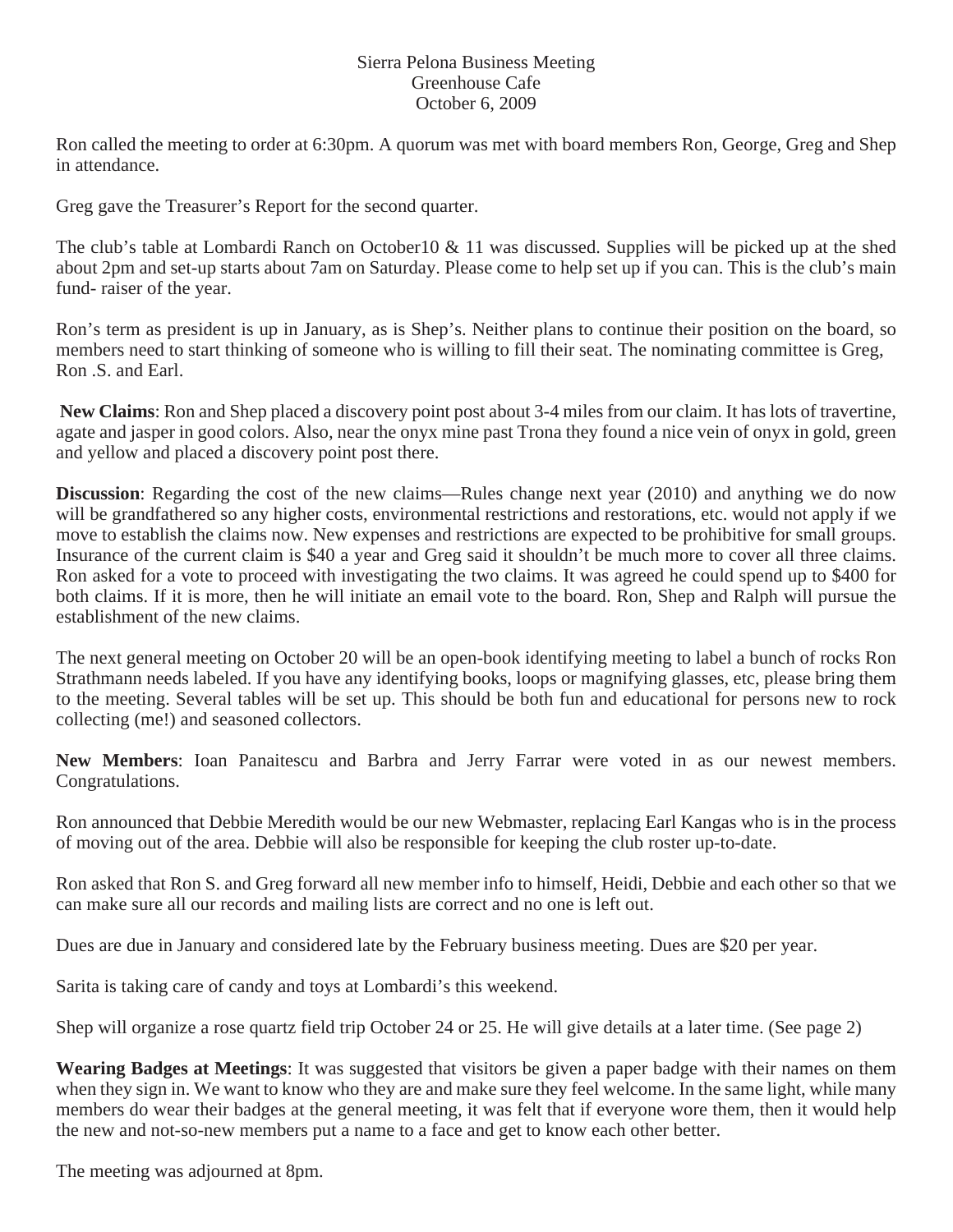Sierra Pelona Business Meeting
Greenhouse Cafe
October 6, 2009

Ron called the meeting to order at 6:30pm. A quorum was met with board members Ron, George, Greg and Shep in attendance.

Greg gave the Treasurer's Report for the second quarter.

The club's table at Lombardi Ranch on October10 & 11 was discussed. Supplies will be picked up at the shed about 2pm and set-up starts about 7am on Saturday. Please come to help set up if you can. This is the club's main fund- raiser of the year.

Ron's term as president is up in January, as is Shep's. Neither plans to continue their position on the board, so members need to start thinking of someone who is willing to fill their seat. The nominating committee is Greg, Ron .S. and Earl.

**New Claims**: Ron and Shep placed a discovery point post about 3-4 miles from our claim. It has lots of travertine, agate and jasper in good colors. Also, near the onyx mine past Trona they found a nice vein of onyx in gold, green and yellow and placed a discovery point post there.

**Discussion**: Regarding the cost of the new claims—Rules change next year (2010) and anything we do now will be grandfathered so any higher costs, environmental restrictions and restorations, etc. would not apply if we move to establish the claims now. New expenses and restrictions are expected to be prohibitive for small groups. Insurance of the current claim is $40 a year and Greg said it shouldn't be much more to cover all three claims. Ron asked for a vote to proceed with investigating the two claims. It was agreed he could spend up to $400 for both claims. If it is more, then he will initiate an email vote to the board. Ron, Shep and Ralph will pursue the establishment of the new claims.

The next general meeting on October 20 will be an open-book identifying meeting to label a bunch of rocks Ron Strathmann needs labeled. If you have any identifying books, loops or magnifying glasses, etc, please bring them to the meeting. Several tables will be set up. This should be both fun and educational for persons new to rock collecting (me!) and seasoned collectors.

**New Members**: Ioan Panaitescu and Barbra and Jerry Farrar were voted in as our newest members. Congratulations.

Ron announced that Debbie Meredith would be our new Webmaster, replacing Earl Kangas who is in the process of moving out of the area. Debbie will also be responsible for keeping the club roster up-to-date.

Ron asked that Ron S. and Greg forward all new member info to himself, Heidi, Debbie and each other so that we can make sure all our records and mailing lists are correct and no one is left out.

Dues are due in January and considered late by the February business meeting. Dues are $20 per year.

Sarita is taking care of candy and toys at Lombardi's this weekend.

Shep will organize a rose quartz field trip October 24 or 25. He will give details at a later time. (See page 2)

**Wearing Badges at Meetings**: It was suggested that visitors be given a paper badge with their names on them when they sign in. We want to know who they are and make sure they feel welcome. In the same light, while many members do wear their badges at the general meeting, it was felt that if everyone wore them, then it would help the new and not-so-new members put a name to a face and get to know each other better.

The meeting was adjourned at 8pm.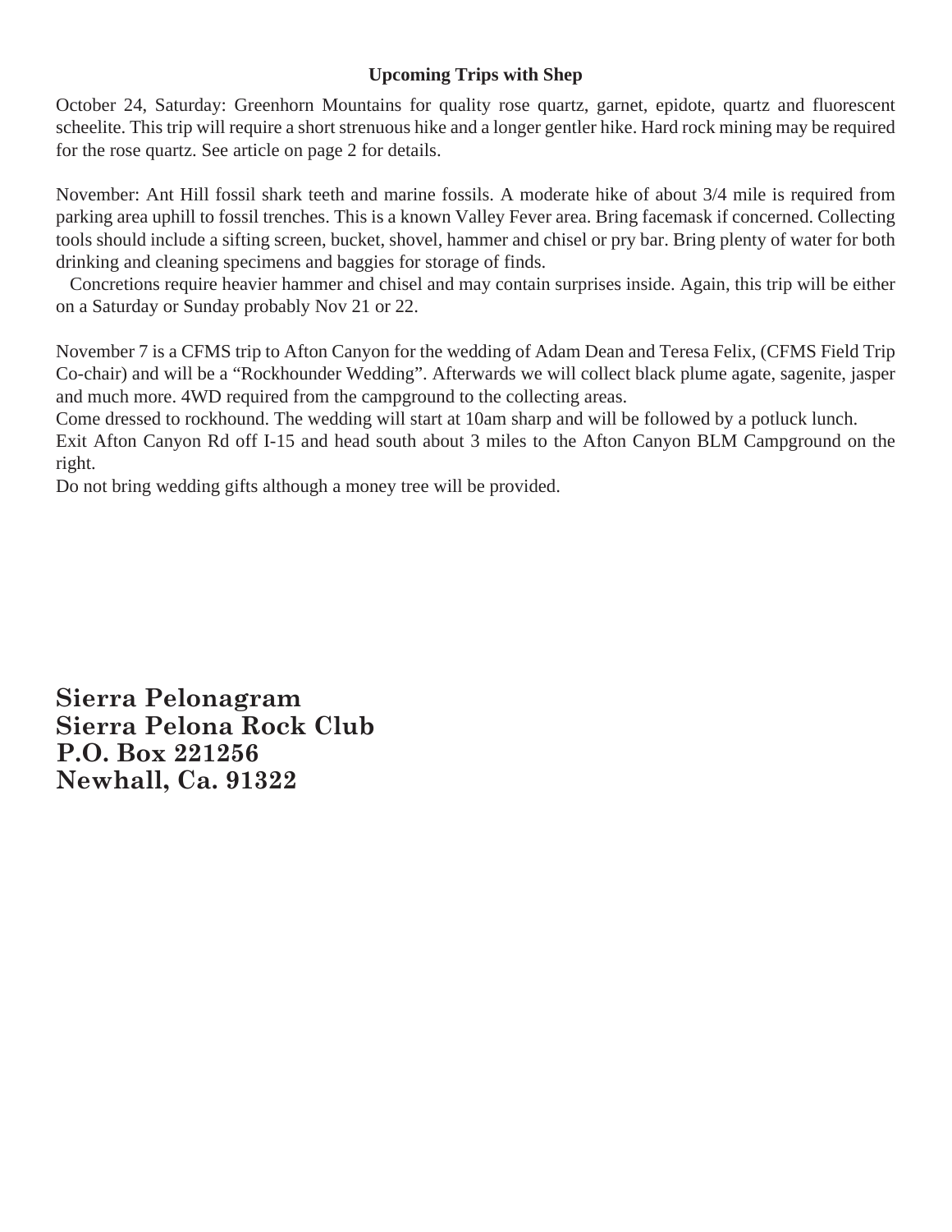## Upcoming Trips with Shep

October 24, Saturday: Greenhorn Mountains for quality rose quartz, garnet, epidote, quartz and fluorescent scheelite. This trip will require a short strenuous hike and a longer gentler hike. Hard rock mining may be required for the rose quartz. See article on page 2 for details.

November: Ant Hill fossil shark teeth and marine fossils. A moderate hike of about 3/4 mile is required from parking area uphill to fossil trenches. This is a known Valley Fever area. Bring facemask if concerned. Collecting tools should include a sifting screen, bucket, shovel, hammer and chisel or pry bar. Bring plenty of water for both drinking and cleaning specimens and baggies for storage of finds.

Concretions require heavier hammer and chisel and may contain surprises inside. Again, this trip will be either on a Saturday or Sunday probably Nov 21 or 22.

November 7 is a CFMS trip to Afton Canyon for the wedding of Adam Dean and Teresa Felix, (CFMS Field Trip Co-chair) and will be a “Rockhounder Wedding”. Afterwards we will collect black plume agate, sagenite, jasper and much more. 4WD required from the campground to the collecting areas.

Come dressed to rockhound. The wedding will start at 10am sharp and will be followed by a potluck lunch.

Exit Afton Canyon Rd off I-15 and head south about 3 miles to the Afton Canyon BLM Campground on the right.

Do not bring wedding gifts although a money tree will be provided.

**Sierra Pelonagram**
**Sierra Pelona Rock Club**
**P.O. Box 221256**
**Newhall, Ca. 91322**